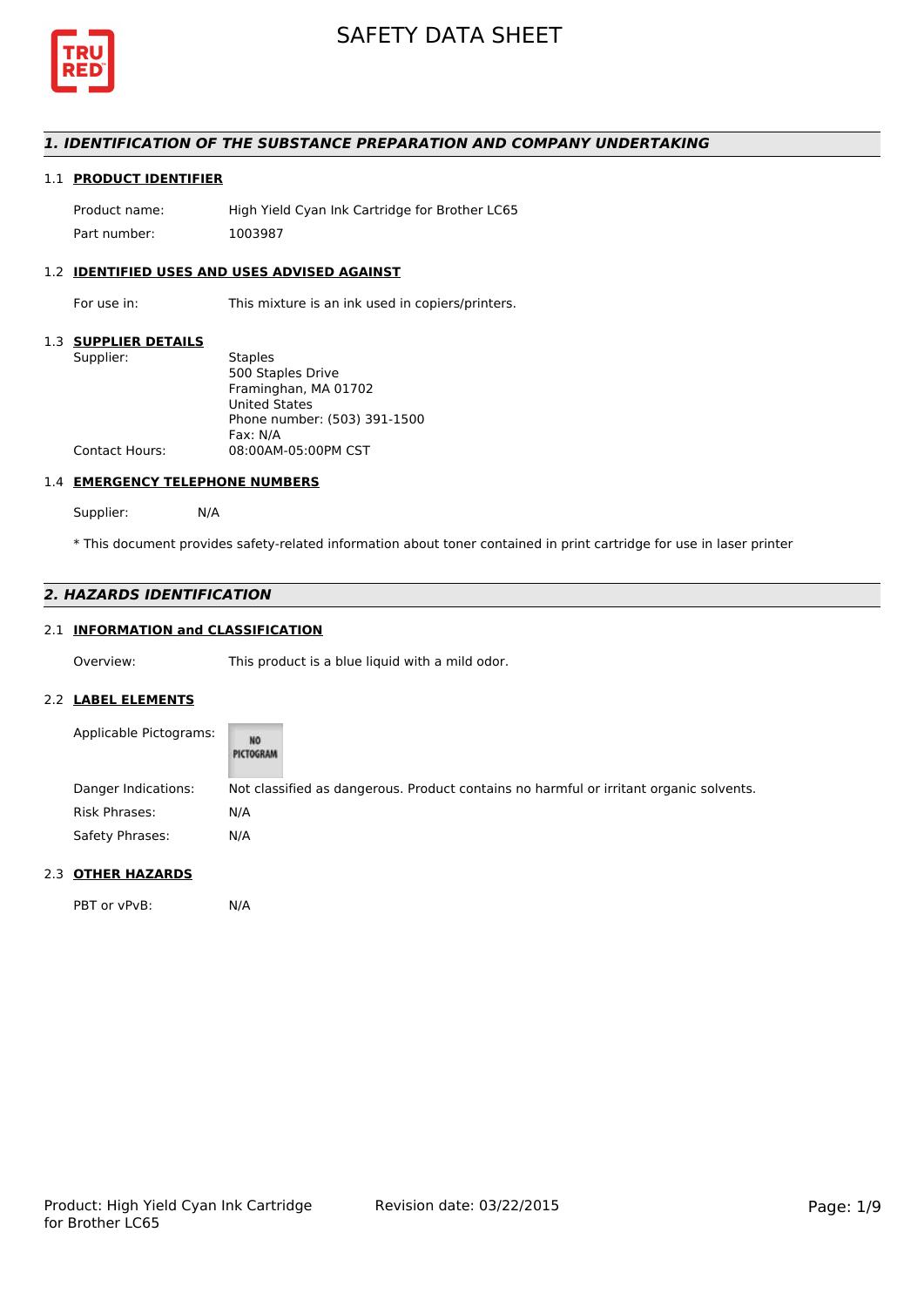# SAFETY DATA SHEET

## 1. IDENTIFICATION OF THE SUBSTANCE PREPARATION AND COMPANY UNDERTAKING

### 1.1 PRODUCT IDENTIFIER

Product name: High Yield Cyan Ink Cartridge for Brother LC65

Part number: 1003987

### 1.2 IDENTIFIED USES AND USES ADVISED AGAINST

For use in: This mixture is an ink used in copiers/printers.

### 1.3 SUPPLIER DETAILS

Supplier: Staples
500 Staples Drive
Framinghan, MA 01702
United States
Phone number: (503) 391-1500
Fax: N/A

Contact Hours: 08:00AM-05:00PM CST

### 1.4 EMERGENCY TELEPHONE NUMBERS

Supplier: N/A

* This document provides safety-related information about toner contained in print cartridge for use in laser printer

## 2. HAZARDS IDENTIFICATION

### 2.1 INFORMATION and CLASSIFICATION

Overview: This product is a blue liquid with a mild odor.

### 2.2 LABEL ELEMENTS

Applicable Pictograms: NO PICTOGRAM

Danger Indications: Not classified as dangerous. Product contains no harmful or irritant organic solvents.

Risk Phrases: N/A

Safety Phrases: N/A

### 2.3 OTHER HAZARDS

PBT or vPvB: N/A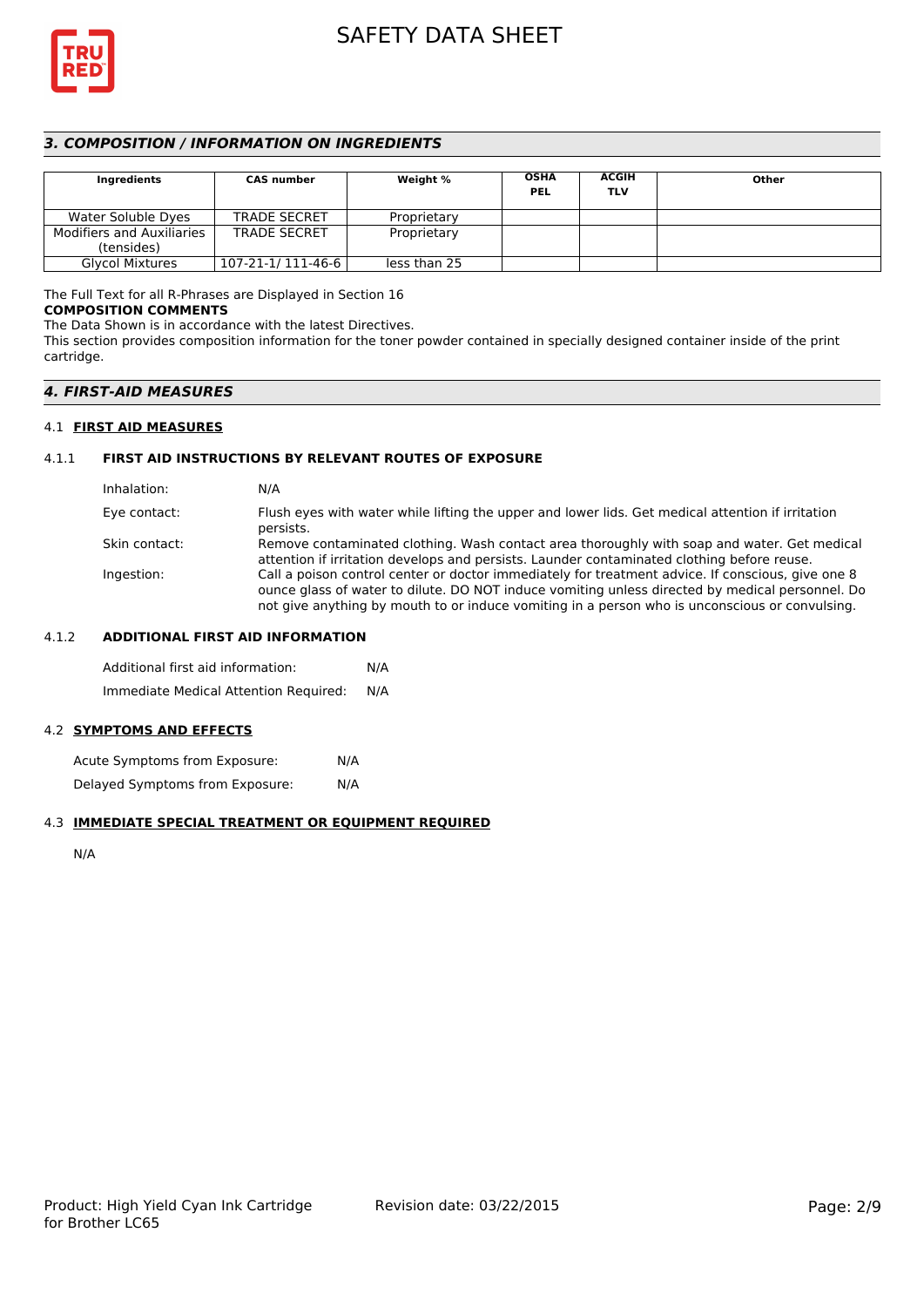## 3. COMPOSITION / INFORMATION ON INGREDIENTS

| Ingredients | CAS number | Weight % | OSHA PEL | ACGIH TLV | Other |
|---|---|---|---|---|---|
| Water Soluble Dyes | TRADE SECRET | Proprietary | | | |
| Modifiers and Auxiliaries (tensides) | TRADE SECRET | Proprietary | | | |
| Glycol Mixtures | 107-21-1/ 111-46-6 | less than 25 | | | |

The Full Text for all R-Phrases are Displayed in Section 16

**COMPOSITION COMMENTS**

The Data Shown is in accordance with the latest Directives.

This section provides composition information for the toner powder contained in specially designed container inside of the print cartridge.

## 4. FIRST-AID MEASURES

### 4.1 FIRST AID MEASURES

#### 4.1.1 FIRST AID INSTRUCTIONS BY RELEVANT ROUTES OF EXPOSURE

Inhalation: N/A

Eye contact: Flush eyes with water while lifting the upper and lower lids. Get medical attention if irritation persists.

Skin contact: Remove contaminated clothing. Wash contact area thoroughly with soap and water. Get medical attention if irritation develops and persists. Launder contaminated clothing before reuse.

Ingestion: Call a poison control center or doctor immediately for treatment advice. If conscious, give one 8 ounce glass of water to dilute. DO NOT induce vomiting unless directed by medical personnel. Do not give anything by mouth to or induce vomiting in a person who is unconscious or convulsing.

#### 4.1.2 ADDITIONAL FIRST AID INFORMATION

Additional first aid information: N/A

Immediate Medical Attention Required: N/A

### 4.2 SYMPTOMS AND EFFECTS

Acute Symptoms from Exposure: N/A

Delayed Symptoms from Exposure: N/A

### 4.3 IMMEDIATE SPECIAL TREATMENT OR EQUIPMENT REQUIRED

N/A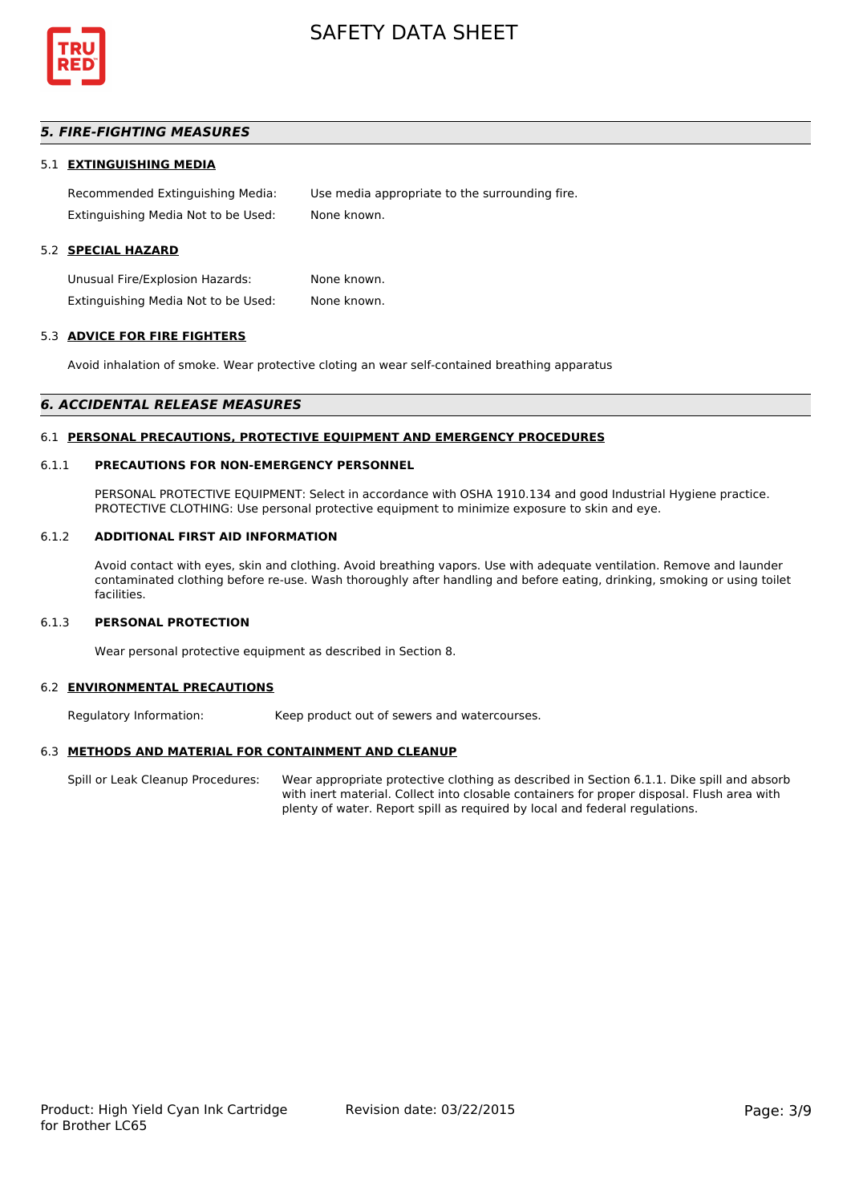## *5. FIRE-FIGHTING MEASURES*

### 5.1 EXTINGUISHING MEDIA

| | |
|---|---|
| Recommended Extinguishing Media: | Use media appropriate to the surrounding fire. |
| Extinguishing Media Not to be Used: | None known. |

### 5.2 SPECIAL HAZARD

| | |
|---|---|
| Unusual Fire/Explosion Hazards: | None known. |
| Extinguishing Media Not to be Used: | None known. |

### 5.3 ADVICE FOR FIRE FIGHTERS

Avoid inhalation of smoke. Wear protective cloting an wear self-contained breathing apparatus

## *6. ACCIDENTAL RELEASE MEASURES*

### 6.1 PERSONAL PRECAUTIONS, PROTECTIVE EQUIPMENT AND EMERGENCY PROCEDURES

#### 6.1.1 PRECAUTIONS FOR NON-EMERGENCY PERSONNEL

PERSONAL PROTECTIVE EQUIPMENT: Select in accordance with OSHA 1910.134 and good Industrial Hygiene practice. PROTECTIVE CLOTHING: Use personal protective equipment to minimize exposure to skin and eye.

#### 6.1.2 ADDITIONAL FIRST AID INFORMATION

Avoid contact with eyes, skin and clothing. Avoid breathing vapors. Use with adequate ventilation. Remove and launder contaminated clothing before re-use. Wash thoroughly after handling and before eating, drinking, smoking or using toilet facilities.

#### 6.1.3 PERSONAL PROTECTION

Wear personal protective equipment as described in Section 8.

### 6.2 ENVIRONMENTAL PRECAUTIONS

| | |
|---|---|
| Regulatory Information: | Keep product out of sewers and watercourses. |

### 6.3 METHODS AND MATERIAL FOR CONTAINMENT AND CLEANUP

| | |
|---|---|
| Spill or Leak Cleanup Procedures: | Wear appropriate protective clothing as described in Section 6.1.1. Dike spill and absorb with inert material. Collect into closable containers for proper disposal. Flush area with plenty of water. Report spill as required by local and federal regulations. |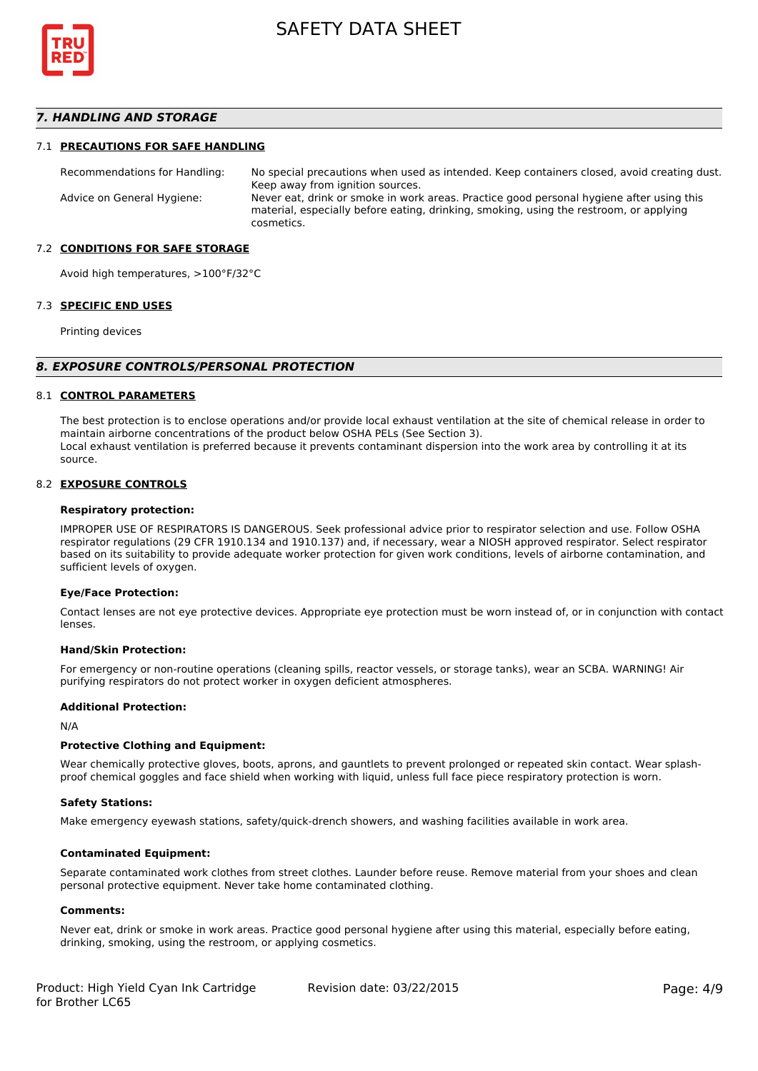## 7. HANDLING AND STORAGE

### 7.1 PRECAUTIONS FOR SAFE HANDLING

Recommendations for Handling: No special precautions when used as intended. Keep containers closed, avoid creating dust. Keep away from ignition sources.

Advice on General Hygiene: Never eat, drink or smoke in work areas. Practice good personal hygiene after using this material, especially before eating, drinking, smoking, using the restroom, or applying cosmetics.

### 7.2 CONDITIONS FOR SAFE STORAGE

Avoid high temperatures, >100°F/32°C

### 7.3 SPECIFIC END USES

Printing devices

## 8. EXPOSURE CONTROLS/PERSONAL PROTECTION

### 8.1 CONTROL PARAMETERS

The best protection is to enclose operations and/or provide local exhaust ventilation at the site of chemical release in order to maintain airborne concentrations of the product below OSHA PELs (See Section 3).
Local exhaust ventilation is preferred because it prevents contaminant dispersion into the work area by controlling it at its source.

### 8.2 EXPOSURE CONTROLS

**Respiratory protection:**

IMPROPER USE OF RESPIRATORS IS DANGEROUS. Seek professional advice prior to respirator selection and use. Follow OSHA respirator regulations (29 CFR 1910.134 and 1910.137) and, if necessary, wear a NIOSH approved respirator. Select respirator based on its suitability to provide adequate worker protection for given work conditions, levels of airborne contamination, and sufficient levels of oxygen.

**Eye/Face Protection:**

Contact lenses are not eye protective devices. Appropriate eye protection must be worn instead of, or in conjunction with contact lenses.

**Hand/Skin Protection:**

For emergency or non-routine operations (cleaning spills, reactor vessels, or storage tanks), wear an SCBA. WARNING! Air purifying respirators do not protect worker in oxygen deficient atmospheres.

**Additional Protection:**

N/A

**Protective Clothing and Equipment:**

Wear chemically protective gloves, boots, aprons, and gauntlets to prevent prolonged or repeated skin contact. Wear splash-proof chemical goggles and face shield when working with liquid, unless full face piece respiratory protection is worn.

**Safety Stations:**

Make emergency eyewash stations, safety/quick-drench showers, and washing facilities available in work area.

**Contaminated Equipment:**

Separate contaminated work clothes from street clothes. Launder before reuse. Remove material from your shoes and clean personal protective equipment. Never take home contaminated clothing.

**Comments:**

Never eat, drink or smoke in work areas. Practice good personal hygiene after using this material, especially before eating, drinking, smoking, using the restroom, or applying cosmetics.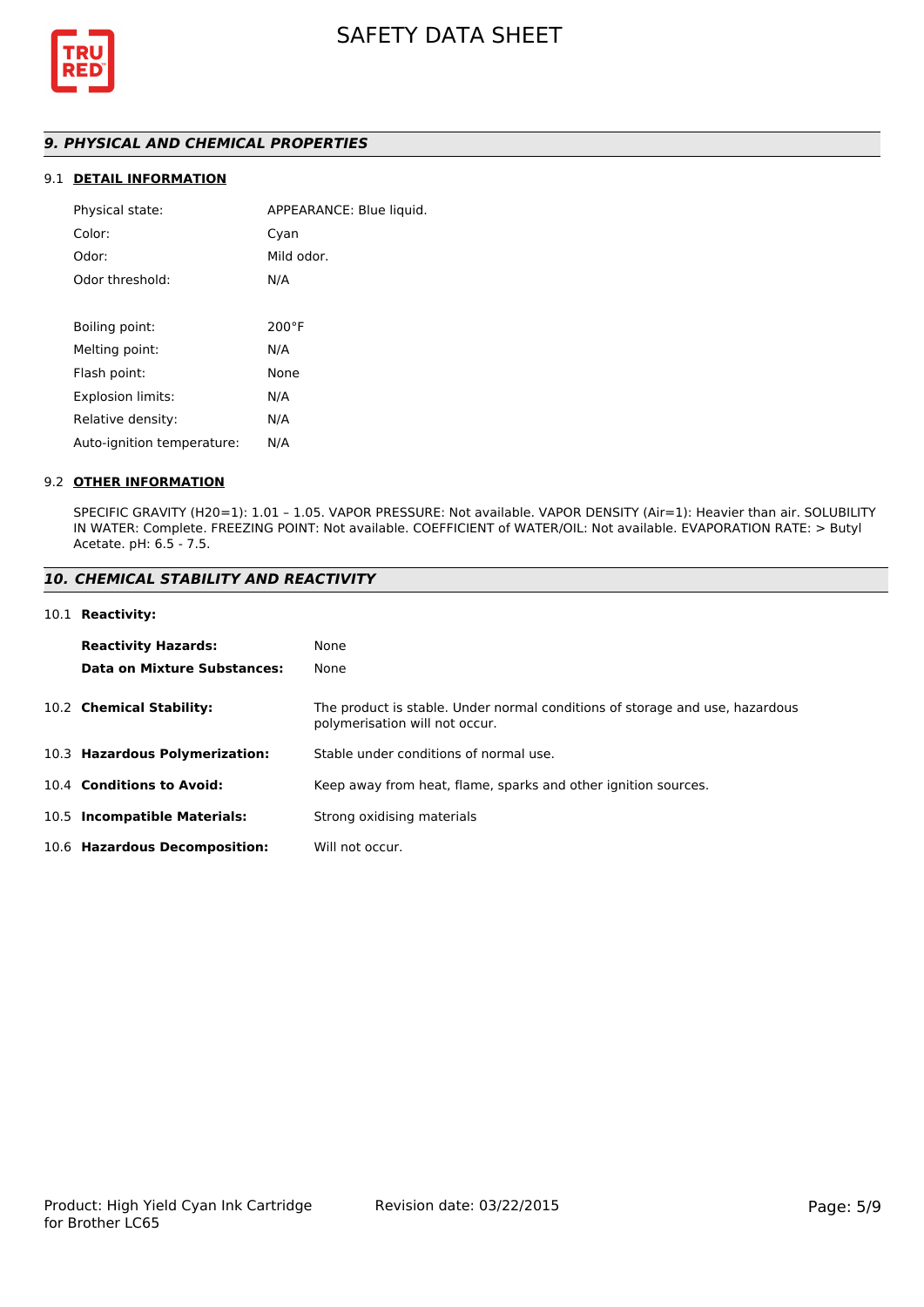## *9. PHYSICAL AND CHEMICAL PROPERTIES*

### 9.1 DETAIL INFORMATION

| | |
|---|---|
| Physical state: | APPEARANCE: Blue liquid. |
| Color: | Cyan |
| Odor: | Mild odor. |
| Odor threshold: | N/A |
| | |
| Boiling point: | 200°F |
| Melting point: | N/A |
| Flash point: | None |
| Explosion limits: | N/A |
| Relative density: | N/A |
| Auto-ignition temperature: | N/A |

### 9.2 OTHER INFORMATION

SPECIFIC GRAVITY (H20=1): 1.01 – 1.05. VAPOR PRESSURE: Not available. VAPOR DENSITY (Air=1): Heavier than air. SOLUBILITY IN WATER: Complete. FREEZING POINT: Not available. COEFFICIENT of WATER/OIL: Not available. EVAPORATION RATE: > Butyl Acetate. pH: 6.5 - 7.5.

## *10. CHEMICAL STABILITY AND REACTIVITY*

### 10.1 Reactivity:

| | |
|---|---|
| **Reactivity Hazards:** | None |
| **Data on Mixture Substances:** | None |

| | |
|---|---|
| 10.2 **Chemical Stability:** | The product is stable. Under normal conditions of storage and use, hazardous polymerisation will not occur. |
| 10.3 **Hazardous Polymerization:** | Stable under conditions of normal use. |
| 10.4 **Conditions to Avoid:** | Keep away from heat, flame, sparks and other ignition sources. |
| 10.5 **Incompatible Materials:** | Strong oxidising materials |
| 10.6 **Hazardous Decomposition:** | Will not occur. |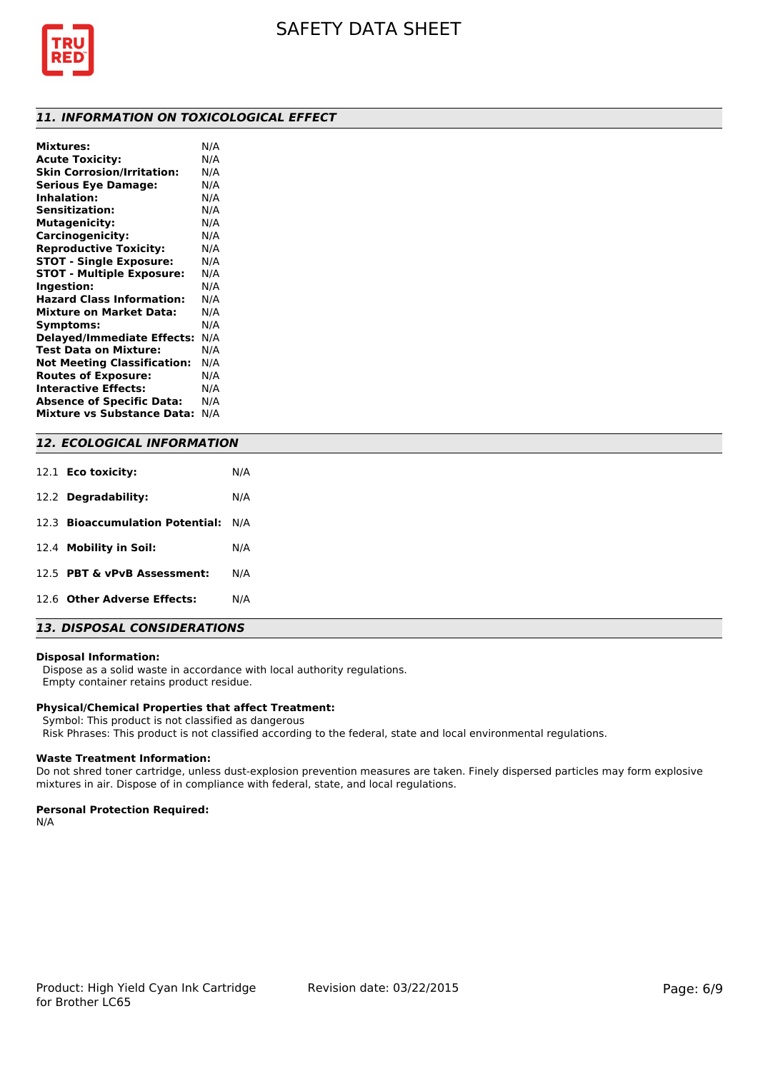## 11. INFORMATION ON TOXICOLOGICAL EFFECT

| | |
|---|---|
| **Mixtures:** | N/A |
| **Acute Toxicity:** | N/A |
| **Skin Corrosion/Irritation:** | N/A |
| **Serious Eye Damage:** | N/A |
| **Inhalation:** | N/A |
| **Sensitization:** | N/A |
| **Mutagenicity:** | N/A |
| **Carcinogenicity:** | N/A |
| **Reproductive Toxicity:** | N/A |
| **STOT - Single Exposure:** | N/A |
| **STOT - Multiple Exposure:** | N/A |
| **Ingestion:** | N/A |
| **Hazard Class Information:** | N/A |
| **Mixture on Market Data:** | N/A |
| **Symptoms:** | N/A |
| **Delayed/Immediate Effects:** | N/A |
| **Test Data on Mixture:** | N/A |
| **Not Meeting Classification:** | N/A |
| **Routes of Exposure:** | N/A |
| **Interactive Effects:** | N/A |
| **Absence of Specific Data:** | N/A |
| **Mixture vs Substance Data:** | N/A |

## 12. ECOLOGICAL INFORMATION

| | |
|---|---|
| 12.1 **Eco toxicity:** | N/A |
| 12.2 **Degradability:** | N/A |
| 12.3 **Bioaccumulation Potential:** | N/A |
| 12.4 **Mobility in Soil:** | N/A |
| 12.5 **PBT & vPvB Assessment:** | N/A |
| 12.6 **Other Adverse Effects:** | N/A |

## 13. DISPOSAL CONSIDERATIONS

**Disposal Information:**

Dispose as a solid waste in accordance with local authority regulations.
Empty container retains product residue.

**Physical/Chemical Properties that affect Treatment:**

Symbol: This product is not classified as dangerous
Risk Phrases: This product is not classified according to the federal, state and local environmental regulations.

**Waste Treatment Information:**

Do not shred toner cartridge, unless dust-explosion prevention measures are taken. Finely dispersed particles may form explosive mixtures in air. Dispose of in compliance with federal, state, and local regulations.

**Personal Protection Required:**

N/A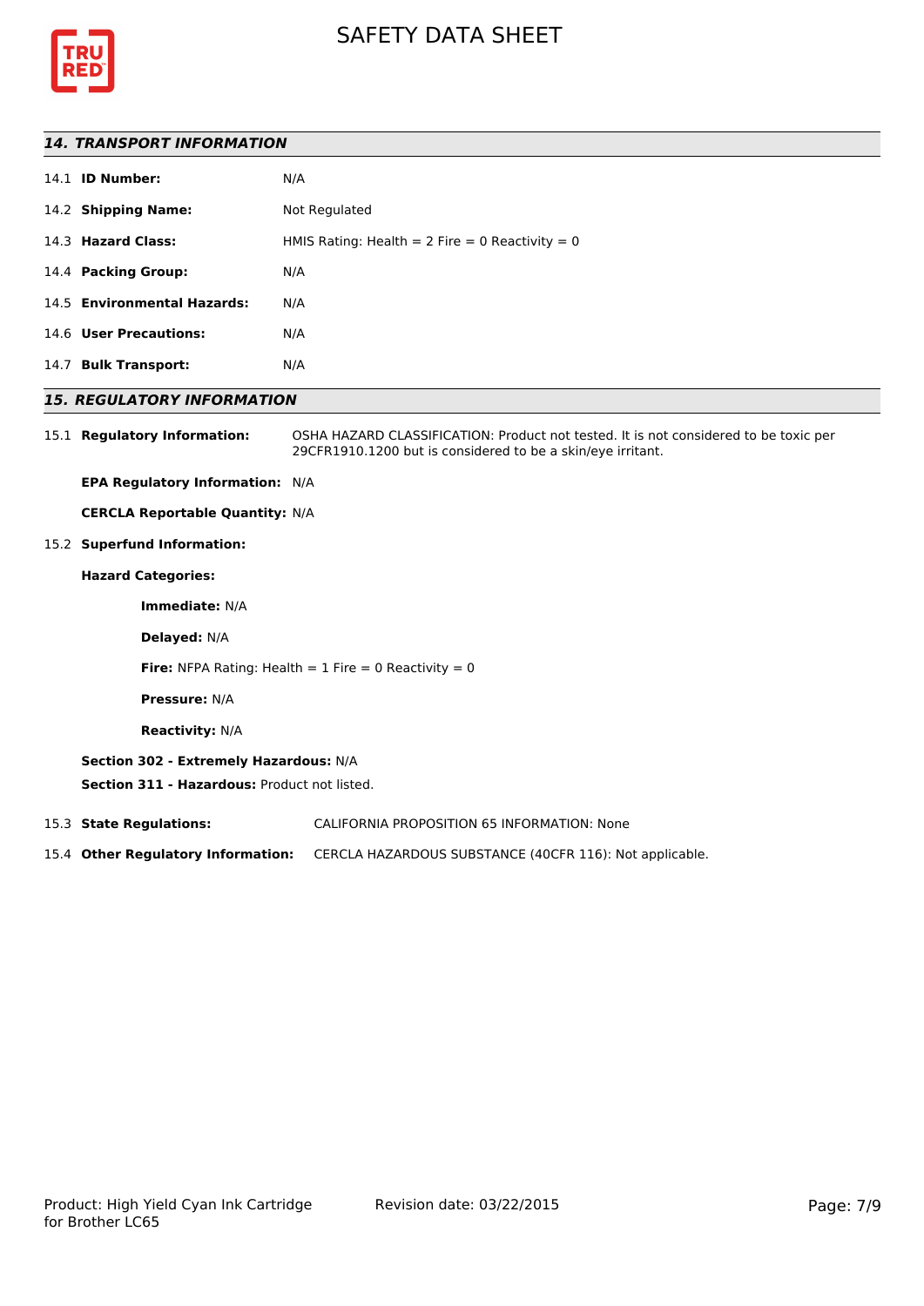## 14. TRANSPORT INFORMATION

14.1 **ID Number:** N/A

14.2 **Shipping Name:** Not Regulated

14.3 **Hazard Class:** HMIS Rating: Health = 2 Fire = 0 Reactivity = 0

14.4 **Packing Group:** N/A

14.5 **Environmental Hazards:** N/A

14.6 **User Precautions:** N/A

14.7 **Bulk Transport:** N/A

## 15. REGULATORY INFORMATION

15.1 **Regulatory Information:** OSHA HAZARD CLASSIFICATION: Product not tested. It is not considered to be toxic per 29CFR1910.1200 but is considered to be a skin/eye irritant.

**EPA Regulatory Information:** N/A

**CERCLA Reportable Quantity:** N/A

15.2 **Superfund Information:**

**Hazard Categories:**

**Immediate:** N/A

**Delayed:** N/A

**Fire:** NFPA Rating: Health = 1 Fire = 0 Reactivity = 0

**Pressure:** N/A

**Reactivity:** N/A

**Section 302 - Extremely Hazardous:** N/A

**Section 311 - Hazardous:** Product not listed.

15.3 **State Regulations:** CALIFORNIA PROPOSITION 65 INFORMATION: None

15.4 **Other Regulatory Information:** CERCLA HAZARDOUS SUBSTANCE (40CFR 116): Not applicable.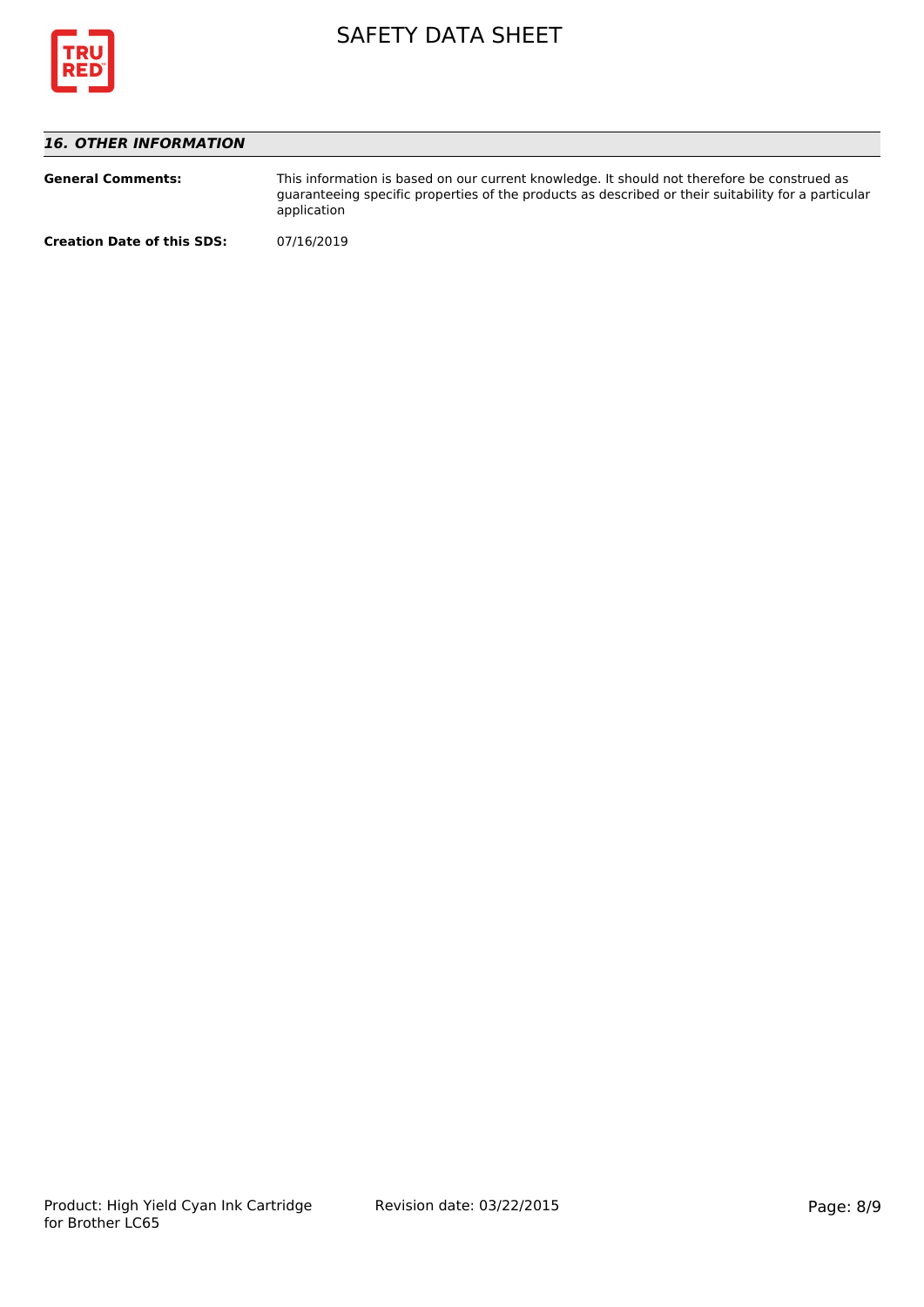## 16. OTHER INFORMATION

**General Comments:** This information is based on our current knowledge. It should not therefore be construed as guaranteeing specific properties of the products as described or their suitability for a particular application

**Creation Date of this SDS:** 07/16/2019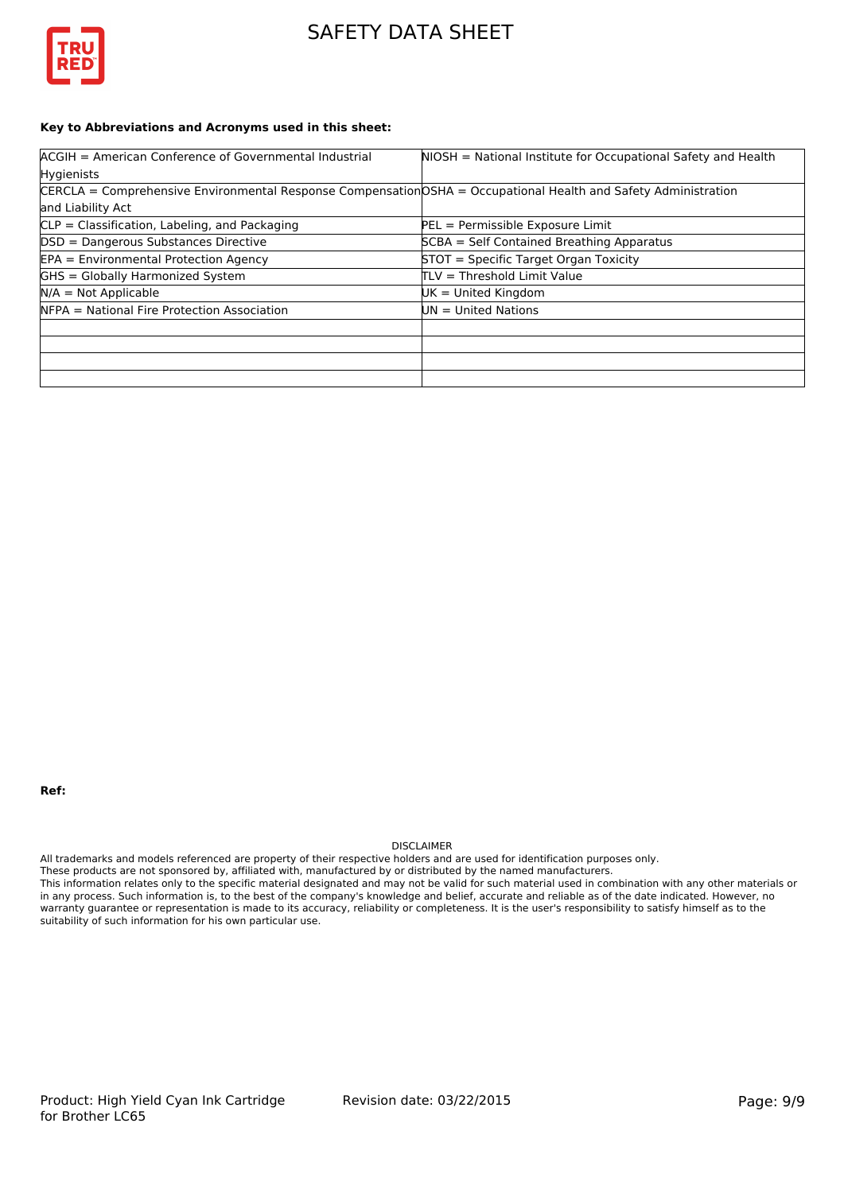**Key to Abbreviations and Acronyms used in this sheet:**

| | |
|---|---|
| ACGIH = American Conference of Governmental Industrial Hygienists | NIOSH = National Institute for Occupational Safety and Health |
| CERCLA = Comprehensive Environmental Response Compensation and Liability Act | OSHA = Occupational Health and Safety Administration |
| CLP = Classification, Labeling, and Packaging | PEL = Permissible Exposure Limit |
| DSD = Dangerous Substances Directive | SCBA = Self Contained Breathing Apparatus |
| EPA = Environmental Protection Agency | STOT = Specific Target Organ Toxicity |
| GHS = Globally Harmonized System | TLV = Threshold Limit Value |
| N/A = Not Applicable | UK = United Kingdom |
| NFPA = National Fire Protection Association | UN = United Nations |
| | |
| | |
| | |
| | |

**Ref:**

DISCLAIMER

All trademarks and models referenced are property of their respective holders and are used for identification purposes only.
These products are not sponsored by, affiliated with, manufactured by or distributed by the named manufacturers.
This information relates only to the specific material designated and may not be valid for such material used in combination with any other materials or in any process. Such information is, to the best of the company's knowledge and belief, accurate and reliable as of the date indicated. However, no warranty guarantee or representation is made to its accuracy, reliability or completeness. It is the user's responsibility to satisfy himself as to the suitability of such information for his own particular use.